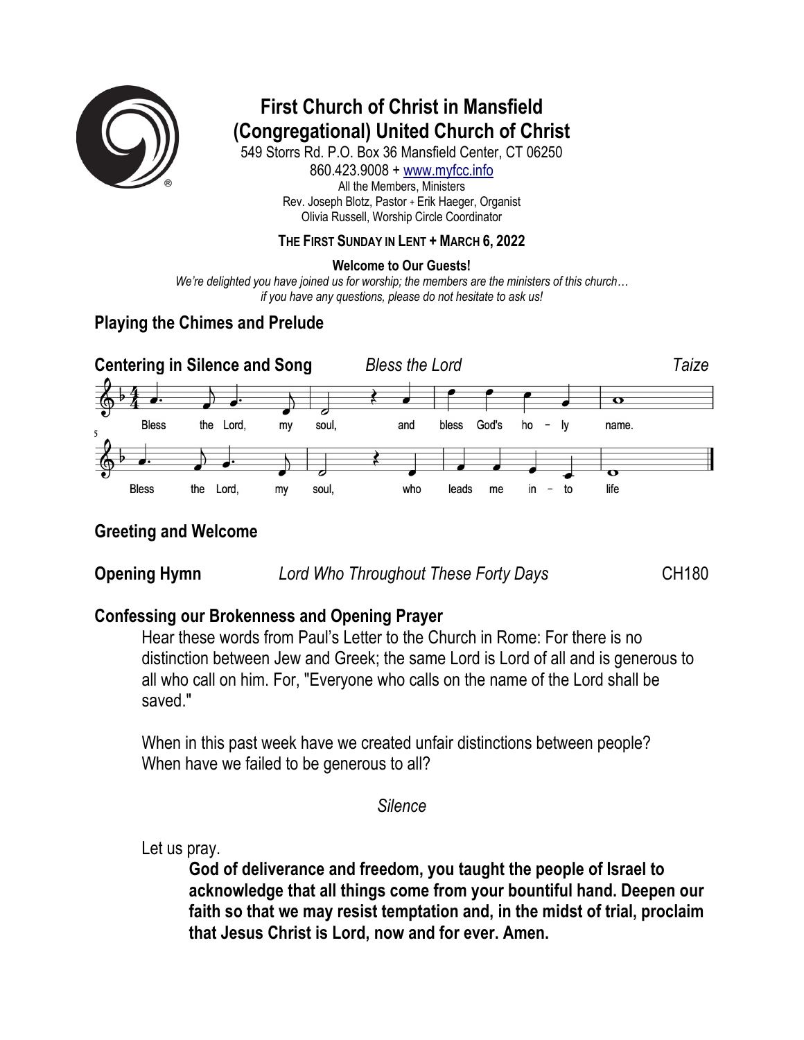# First Church of Christ in Mansfield
# (Congregational) United Church of Christ

549 Storrs Rd. P.O. Box 36 Mansfield Center, CT 06250
860.423.9008 + www.myfcc.info
All the Members, Ministers
Rev. Joseph Blotz, Pastor + Erik Haeger, Organist
Olivia Russell, Worship Circle Coordinator

**THE FIRST SUNDAY IN LENT + MARCH 6, 2022**

**Welcome to Our Guests!**

*We're delighted you have joined us for worship; the members are the ministers of this church… if you have any questions, please do not hesitate to ask us!*

## Playing the Chimes and Prelude

## Centering in Silence and Song — *Bless the Lord* — *Taize*

Bless the Lord, my soul, and bless God's ho - ly name.
Bless the Lord, my soul, who leads me in - to life

## Greeting and Welcome

## Opening Hymn — *Lord Who Throughout These Forty Days* — CH180

## Confessing our Brokenness and Opening Prayer

Hear these words from Paul's Letter to the Church in Rome: For there is no distinction between Jew and Greek; the same Lord is Lord of all and is generous to all who call on him. For, "Everyone who calls on the name of the Lord shall be saved."

When in this past week have we created unfair distinctions between people? When have we failed to be generous to all?

*Silence*

Let us pray.

**God of deliverance and freedom, you taught the people of Israel to acknowledge that all things come from your bountiful hand. Deepen our faith so that we may resist temptation and, in the midst of trial, proclaim that Jesus Christ is Lord, now and for ever. Amen.**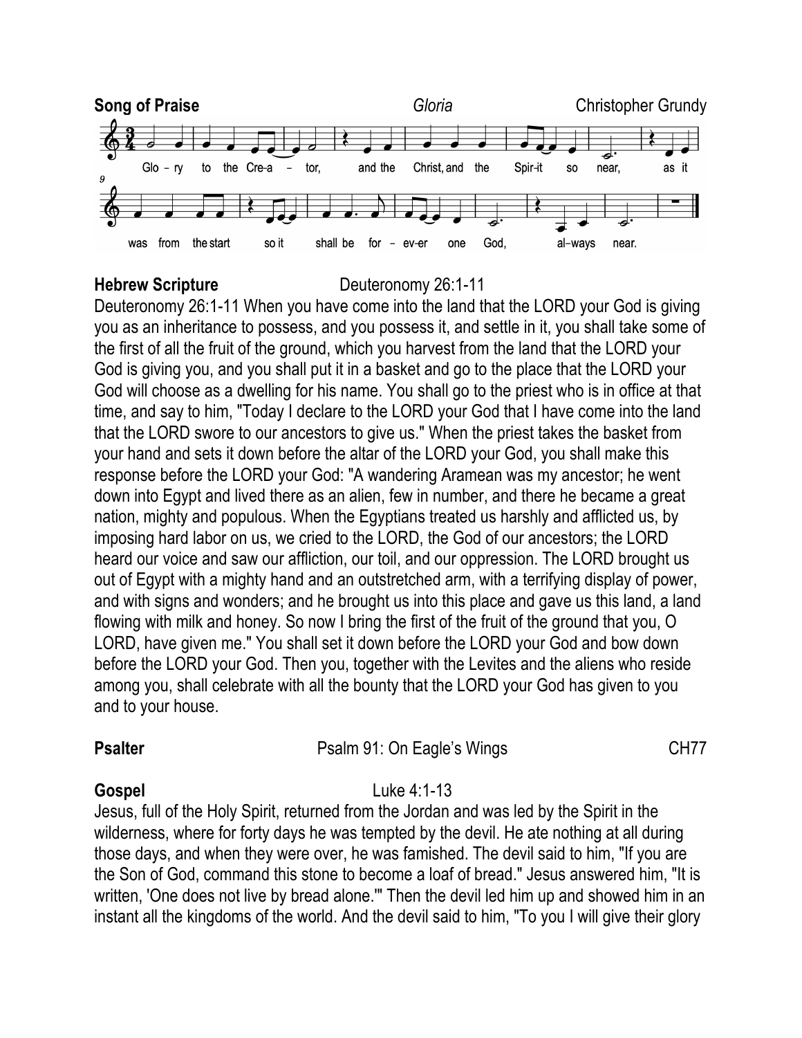**Song of Praise** *Gloria* Christopher Grundy

Glo – ry to the Cre-a – tor, and the Christ, and the Spir-it so near, as it was from the start so it shall be for – ev-er one God, al–ways near.

**Hebrew Scripture** Deuteronomy 26:1-11

Deuteronomy 26:1-11 When you have come into the land that the LORD your God is giving you as an inheritance to possess, and you possess it, and settle in it, you shall take some of the first of all the fruit of the ground, which you harvest from the land that the LORD your God is giving you, and you shall put it in a basket and go to the place that the LORD your God will choose as a dwelling for his name. You shall go to the priest who is in office at that time, and say to him, "Today I declare to the LORD your God that I have come into the land that the LORD swore to our ancestors to give us." When the priest takes the basket from your hand and sets it down before the altar of the LORD your God, you shall make this response before the LORD your God: "A wandering Aramean was my ancestor; he went down into Egypt and lived there as an alien, few in number, and there he became a great nation, mighty and populous. When the Egyptians treated us harshly and afflicted us, by imposing hard labor on us, we cried to the LORD, the God of our ancestors; the LORD heard our voice and saw our affliction, our toil, and our oppression. The LORD brought us out of Egypt with a mighty hand and an outstretched arm, with a terrifying display of power, and with signs and wonders; and he brought us into this place and gave us this land, a land flowing with milk and honey. So now I bring the first of the fruit of the ground that you, O LORD, have given me." You shall set it down before the LORD your God and bow down before the LORD your God. Then you, together with the Levites and the aliens who reside among you, shall celebrate with all the bounty that the LORD your God has given to you and to your house.

**Psalter** Psalm 91: On Eagle's Wings CH77

**Gospel** Luke 4:1-13

Jesus, full of the Holy Spirit, returned from the Jordan and was led by the Spirit in the wilderness, where for forty days he was tempted by the devil. He ate nothing at all during those days, and when they were over, he was famished. The devil said to him, "If you are the Son of God, command this stone to become a loaf of bread." Jesus answered him, "It is written, 'One does not live by bread alone.'" Then the devil led him up and showed him in an instant all the kingdoms of the world. And the devil said to him, "To you I will give their glory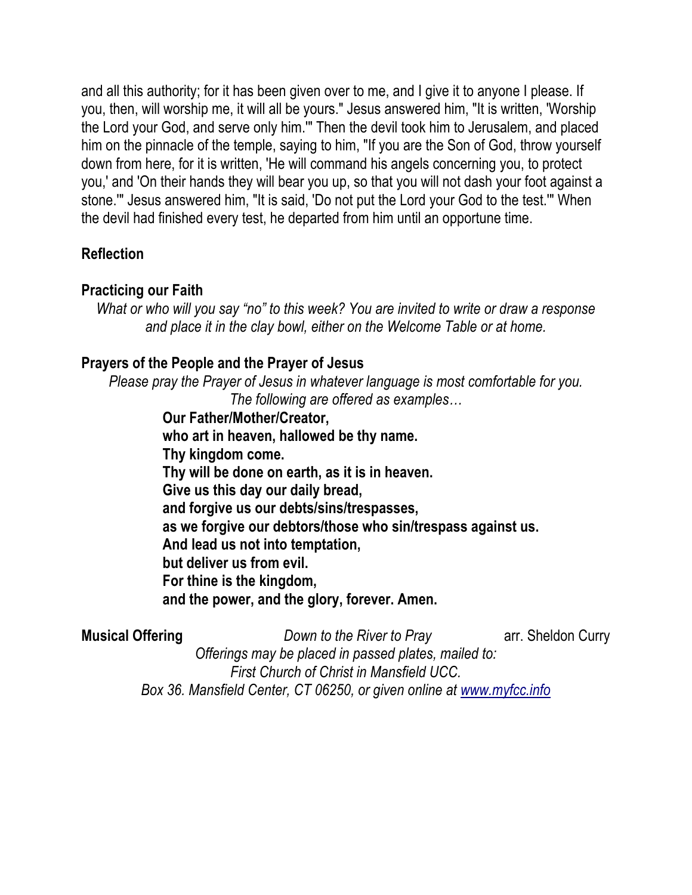and all this authority; for it has been given over to me, and I give it to anyone I please. If you, then, will worship me, it will all be yours." Jesus answered him, "It is written, 'Worship the Lord your God, and serve only him.'" Then the devil took him to Jerusalem, and placed him on the pinnacle of the temple, saying to him, "If you are the Son of God, throw yourself down from here, for it is written, 'He will command his angels concerning you, to protect you,' and 'On their hands they will bear you up, so that you will not dash your foot against a stone.'" Jesus answered him, "It is said, 'Do not put the Lord your God to the test.'" When the devil had finished every test, he departed from him until an opportune time.

**Reflection**

**Practicing our Faith**

*What or who will you say "no" to this week? You are invited to write or draw a response and place it in the clay bowl, either on the Welcome Table or at home.*

**Prayers of the People and the Prayer of Jesus**

*Please pray the Prayer of Jesus in whatever language is most comfortable for you. The following are offered as examples…*

**Our Father/Mother/Creator,**
**who art in heaven, hallowed be thy name.**
**Thy kingdom come.**
**Thy will be done on earth, as it is in heaven.**
**Give us this day our daily bread,**
**and forgive us our debts/sins/trespasses,**
**as we forgive our debtors/those who sin/trespass against us.**
**And lead us not into temptation,**
**but deliver us from evil.**
**For thine is the kingdom,**
**and the power, and the glory, forever. Amen.**

**Musical Offering** *Down to the River to Pray* arr. Sheldon Curry

*Offerings may be placed in passed plates, mailed to:*
*First Church of Christ in Mansfield UCC.*
*Box 36. Mansfield Center, CT 06250, or given online at www.myfcc.info*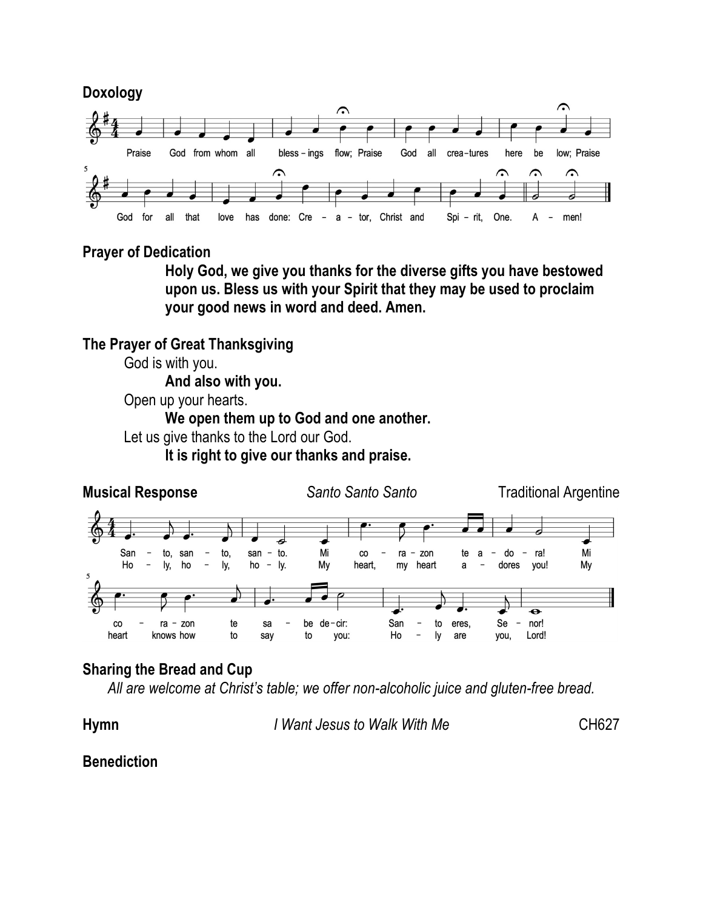**Doxology**

Praise God from whom all bless-ings flow; Praise God all crea-tures here be low; Praise God for all that love has done: Cre – a – tor, Christ and Spi – rit, One. A – men!

**Prayer of Dedication**

**Holy God, we give you thanks for the diverse gifts you have bestowed upon us. Bless us with your Spirit that they may be used to proclaim your good news in word and deed. Amen.**

**The Prayer of Great Thanksgiving**

God is with you.
**And also with you.**
Open up your hearts.
**We open them up to God and one another.**
Let us give thanks to the Lord our God.
**It is right to give our thanks and praise.**

**Musical Response** *Santo Santo Santo* Traditional Argentine

San – to, san – to, san – to. Mi co – ra – zon te a – do – ra! Mi co – ra – zon te sa – be de – cir: San – to eres, Se – nor!

Ho – ly, ho – ly, ho – ly. My heart, my heart a – dores you! My heart knows how to say to you: Ho – ly are you, Lord!

**Sharing the Bread and Cup**

*All are welcome at Christ's table; we offer non-alcoholic juice and gluten-free bread.*

**Hymn** *I Want Jesus to Walk With Me* CH627

**Benediction**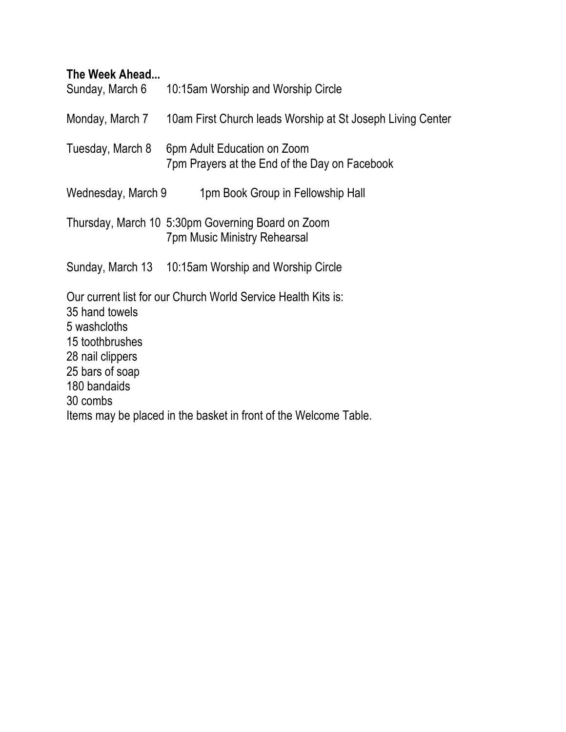**The Week Ahead...**

| | |
|---|---|
| Sunday, March 6 | 10:15am Worship and Worship Circle |
| Monday, March 7 | 10am First Church leads Worship at St Joseph Living Center |
| Tuesday, March 8 | 6pm Adult Education on Zoom<br>7pm Prayers at the End of the Day on Facebook |
| Wednesday, March 9 | 1pm Book Group in Fellowship Hall |
| Thursday, March 10 | 5:30pm Governing Board on Zoom<br>7pm Music Ministry Rehearsal |
| Sunday, March 13 | 10:15am Worship and Worship Circle |

Our current list for our Church World Service Health Kits is:
35 hand towels
5 washcloths
15 toothbrushes
28 nail clippers
25 bars of soap
180 bandaids
30 combs
Items may be placed in the basket in front of the Welcome Table.